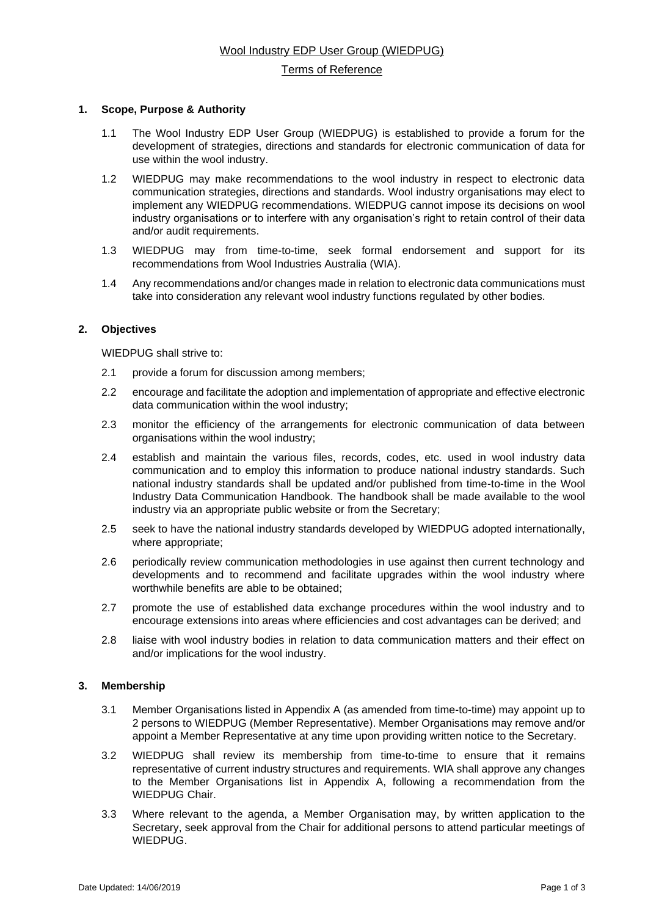# Wool Industry EDP User Group (WIEDPUG)

## Terms of Reference

### 1. Scope, Purpose & Authority

1.1 The Wool Industry EDP User Group (WIEDPUG) is established to provide a forum for the development of strategies, directions and standards for electronic communication of data for use within the wool industry.

1.2 WIEDPUG may make recommendations to the wool industry in respect to electronic data communication strategies, directions and standards. Wool industry organisations may elect to implement any WIEDPUG recommendations. WIEDPUG cannot impose its decisions on wool industry organisations or to interfere with any organisation's right to retain control of their data and/or audit requirements.

1.3 WIEDPUG may from time-to-time, seek formal endorsement and support for its recommendations from Wool Industries Australia (WIA).

1.4 Any recommendations and/or changes made in relation to electronic data communications must take into consideration any relevant wool industry functions regulated by other bodies.

### 2. Objectives

WIEDPUG shall strive to:

2.1 provide a forum for discussion among members;

2.2 encourage and facilitate the adoption and implementation of appropriate and effective electronic data communication within the wool industry;

2.3 monitor the efficiency of the arrangements for electronic communication of data between organisations within the wool industry;

2.4 establish and maintain the various files, records, codes, etc. used in wool industry data communication and to employ this information to produce national industry standards. Such national industry standards shall be updated and/or published from time-to-time in the Wool Industry Data Communication Handbook. The handbook shall be made available to the wool industry via an appropriate public website or from the Secretary;

2.5 seek to have the national industry standards developed by WIEDPUG adopted internationally, where appropriate;

2.6 periodically review communication methodologies in use against then current technology and developments and to recommend and facilitate upgrades within the wool industry where worthwhile benefits are able to be obtained;

2.7 promote the use of established data exchange procedures within the wool industry and to encourage extensions into areas where efficiencies and cost advantages can be derived; and

2.8 liaise with wool industry bodies in relation to data communication matters and their effect on and/or implications for the wool industry.

### 3. Membership

3.1 Member Organisations listed in Appendix A (as amended from time-to-time) may appoint up to 2 persons to WIEDPUG (Member Representative). Member Organisations may remove and/or appoint a Member Representative at any time upon providing written notice to the Secretary.

3.2 WIEDPUG shall review its membership from time-to-time to ensure that it remains representative of current industry structures and requirements. WIA shall approve any changes to the Member Organisations list in Appendix A, following a recommendation from the WIEDPUG Chair.

3.3 Where relevant to the agenda, a Member Organisation may, by written application to the Secretary, seek approval from the Chair for additional persons to attend particular meetings of WIEDPUG.

Date Updated: 14/06/2019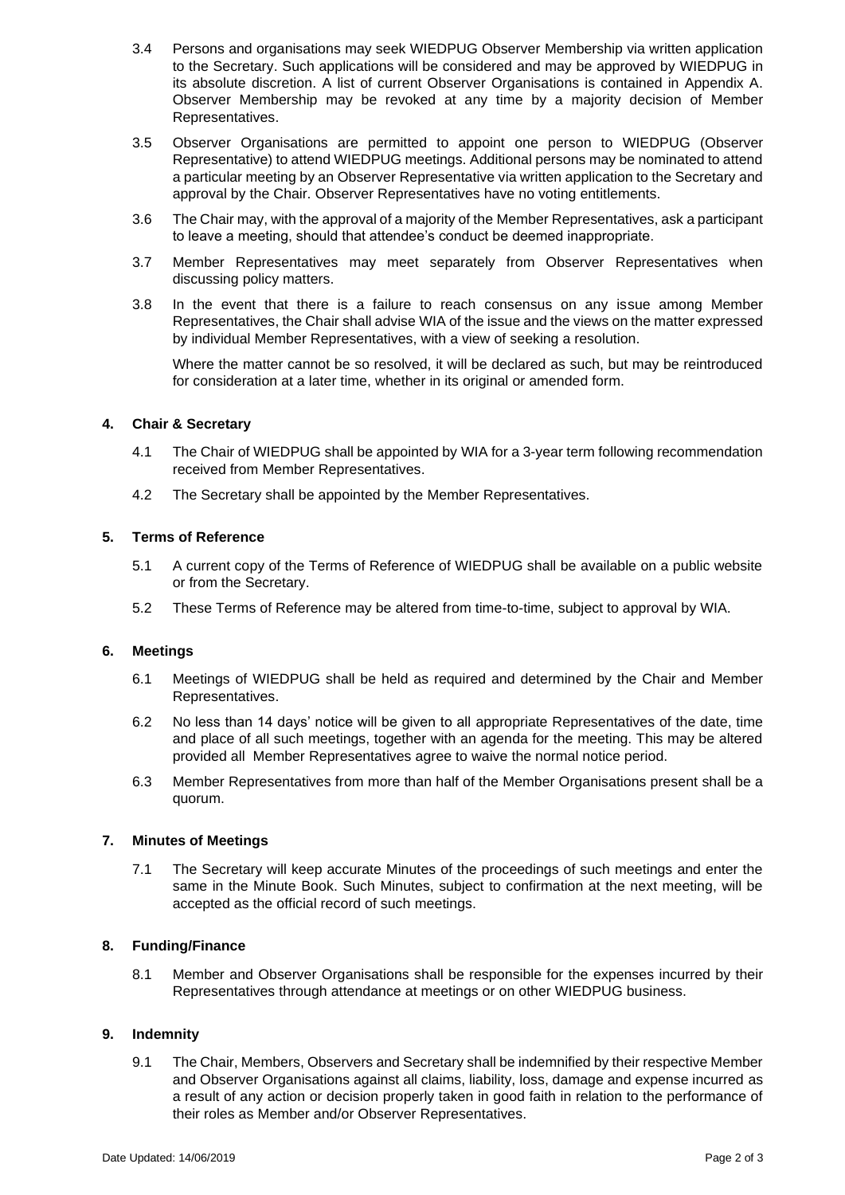3.4 Persons and organisations may seek WIEDPUG Observer Membership via written application to the Secretary. Such applications will be considered and may be approved by WIEDPUG in its absolute discretion. A list of current Observer Organisations is contained in Appendix A. Observer Membership may be revoked at any time by a majority decision of Member Representatives.

3.5 Observer Organisations are permitted to appoint one person to WIEDPUG (Observer Representative) to attend WIEDPUG meetings. Additional persons may be nominated to attend a particular meeting by an Observer Representative via written application to the Secretary and approval by the Chair. Observer Representatives have no voting entitlements.

3.6 The Chair may, with the approval of a majority of the Member Representatives, ask a participant to leave a meeting, should that attendee's conduct be deemed inappropriate.

3.7 Member Representatives may meet separately from Observer Representatives when discussing policy matters.

3.8 In the event that there is a failure to reach consensus on any issue among Member Representatives, the Chair shall advise WIA of the issue and the views on the matter expressed by individual Member Representatives, with a view of seeking a resolution.

Where the matter cannot be so resolved, it will be declared as such, but may be reintroduced for consideration at a later time, whether in its original or amended form.

## 4. Chair & Secretary

4.1 The Chair of WIEDPUG shall be appointed by WIA for a 3-year term following recommendation received from Member Representatives.

4.2 The Secretary shall be appointed by the Member Representatives.

## 5. Terms of Reference

5.1 A current copy of the Terms of Reference of WIEDPUG shall be available on a public website or from the Secretary.

5.2 These Terms of Reference may be altered from time-to-time, subject to approval by WIA.

## 6. Meetings

6.1 Meetings of WIEDPUG shall be held as required and determined by the Chair and Member Representatives.

6.2 No less than 14 days' notice will be given to all appropriate Representatives of the date, time and place of all such meetings, together with an agenda for the meeting. This may be altered provided all Member Representatives agree to waive the normal notice period.

6.3 Member Representatives from more than half of the Member Organisations present shall be a quorum.

## 7. Minutes of Meetings

7.1 The Secretary will keep accurate Minutes of the proceedings of such meetings and enter the same in the Minute Book. Such Minutes, subject to confirmation at the next meeting, will be accepted as the official record of such meetings.

## 8. Funding/Finance

8.1 Member and Observer Organisations shall be responsible for the expenses incurred by their Representatives through attendance at meetings or on other WIEDPUG business.

## 9. Indemnity

9.1 The Chair, Members, Observers and Secretary shall be indemnified by their respective Member and Observer Organisations against all claims, liability, loss, damage and expense incurred as a result of any action or decision properly taken in good faith in relation to the performance of their roles as Member and/or Observer Representatives.

Date Updated: 14/06/2019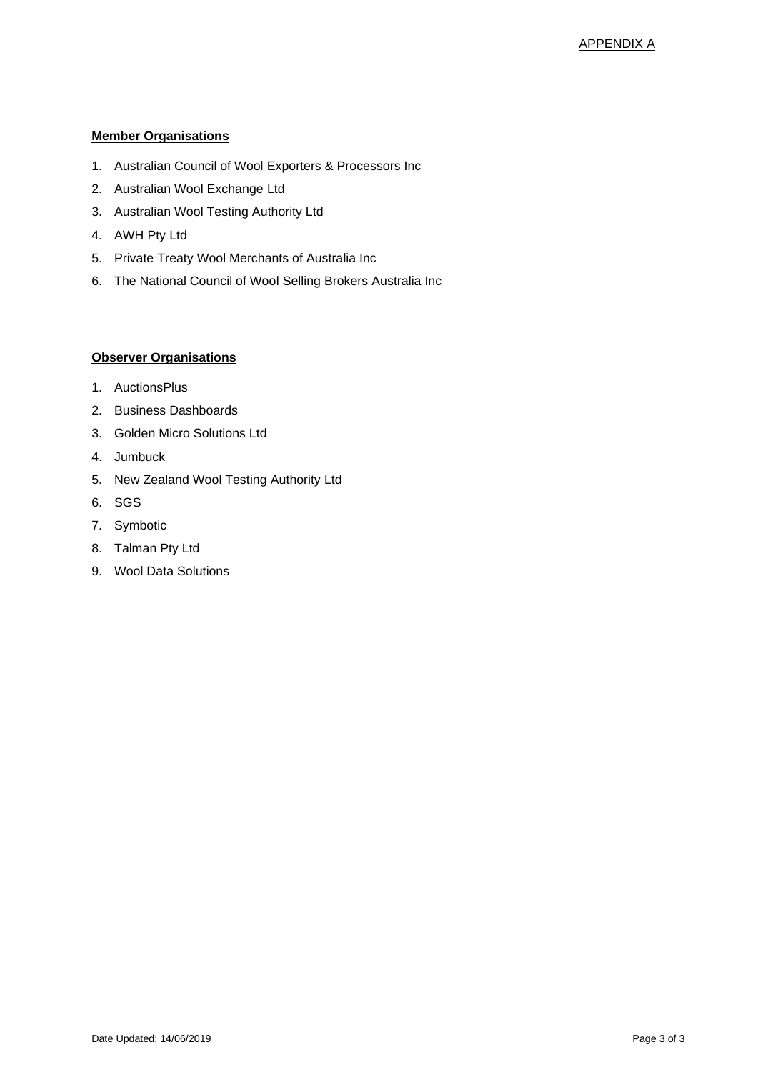APPENDIX A

**Member Organisations**

1. Australian Council of Wool Exporters & Processors Inc
2. Australian Wool Exchange Ltd
3. Australian Wool Testing Authority Ltd
4. AWH Pty Ltd
5. Private Treaty Wool Merchants of Australia Inc
6. The National Council of Wool Selling Brokers Australia Inc

**Observer Organisations**

1. AuctionsPlus
2. Business Dashboards
3. Golden Micro Solutions Ltd
4. Jumbuck
5. New Zealand Wool Testing Authority Ltd
6. SGS
7. Symbotic
8. Talman Pty Ltd
9. Wool Data Solutions

Date Updated: 14/06/2019